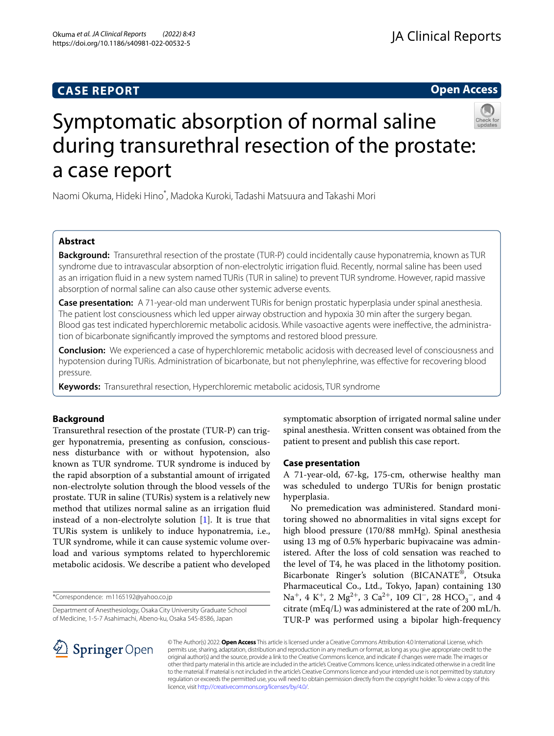CASE REPORT

Open Access

# Symptomatic absorption of normal saline during transurethral resection of the prostate: a case report

Naomi Okuma, Hideki Hino*, Madoka Kuroki, Tadashi Matsuura and Takashi Mori

## Abstract

**Background:** Transurethral resection of the prostate (TUR-P) could incidentally cause hyponatremia, known as TUR syndrome due to intravascular absorption of non-electrolytic irrigation fluid. Recently, normal saline has been used as an irrigation fluid in a new system named TURis (TUR in saline) to prevent TUR syndrome. However, rapid massive absorption of normal saline can also cause other systemic adverse events.

**Case presentation:** A 71-year-old man underwent TURis for benign prostatic hyperplasia under spinal anesthesia. The patient lost consciousness which led upper airway obstruction and hypoxia 30 min after the surgery began. Blood gas test indicated hyperchloremic metabolic acidosis. While vasoactive agents were ineffective, the administration of bicarbonate significantly improved the symptoms and restored blood pressure.

**Conclusion:** We experienced a case of hyperchloremic metabolic acidosis with decreased level of consciousness and hypotension during TURis. Administration of bicarbonate, but not phenylephrine, was effective for recovering blood pressure.

**Keywords:** Transurethral resection, Hyperchloremic metabolic acidosis, TUR syndrome

## Background

Transurethral resection of the prostate (TUR-P) can trigger hyponatremia, presenting as confusion, consciousness disturbance with or without hypotension, also known as TUR syndrome. TUR syndrome is induced by the rapid absorption of a substantial amount of irrigated non-electrolyte solution through the blood vessels of the prostate. TUR in saline (TURis) system is a relatively new method that utilizes normal saline as an irrigation fluid instead of a non-electrolyte solution [1]. It is true that TURis system is unlikely to induce hyponatremia, i.e., TUR syndrome, while it can cause systemic volume overload and various symptoms related to hyperchloremic metabolic acidosis. We describe a patient who developed symptomatic absorption of irrigated normal saline under spinal anesthesia. Written consent was obtained from the patient to present and publish this case report.

## Case presentation

A 71-year-old, 67-kg, 175-cm, otherwise healthy man was scheduled to undergo TURis for benign prostatic hyperplasia.

No premedication was administered. Standard monitoring showed no abnormalities in vital signs except for high blood pressure (170/88 mmHg). Spinal anesthesia using 13 mg of 0.5% hyperbaric bupivacaine was administered. After the loss of cold sensation was reached to the level of T4, he was placed in the lithotomy position. Bicarbonate Ringer's solution (BICANATE®, Otsuka Pharmaceutical Co., Ltd., Tokyo, Japan) containing 130 $Na^{+}$, 4 $K^{+}$, 2 $Mg^{2+}$, 3 $Ca^{2+}$, 109 $Cl^{-}$, 28 $HCO_3^{-}$, and 4 citrate (mEq/L) was administered at the rate of 200 mL/h. TUR-P was performed using a bipolar high-frequency

*Correspondence: m1165192@yahoo.co.jp

Department of Anesthesiology, Osaka City University Graduate School of Medicine, 1-5-7 Asahimachi, Abeno-ku, Osaka 545-8586, Japan

© The Author(s) 2022. **Open Access** This article is licensed under a Creative Commons Attribution 4.0 International License, which permits use, sharing, adaptation, distribution and reproduction in any medium or format, as long as you give appropriate credit to the original author(s) and the source, provide a link to the Creative Commons licence, and indicate if changes were made. The images or other third party material in this article are included in the article's Creative Commons licence, unless indicated otherwise in a credit line to the material. If material is not included in the article's Creative Commons licence and your intended use is not permitted by statutory regulation or exceeds the permitted use, you will need to obtain permission directly from the copyright holder. To view a copy of this licence, visit http://creativecommons.org/licenses/by/4.0/.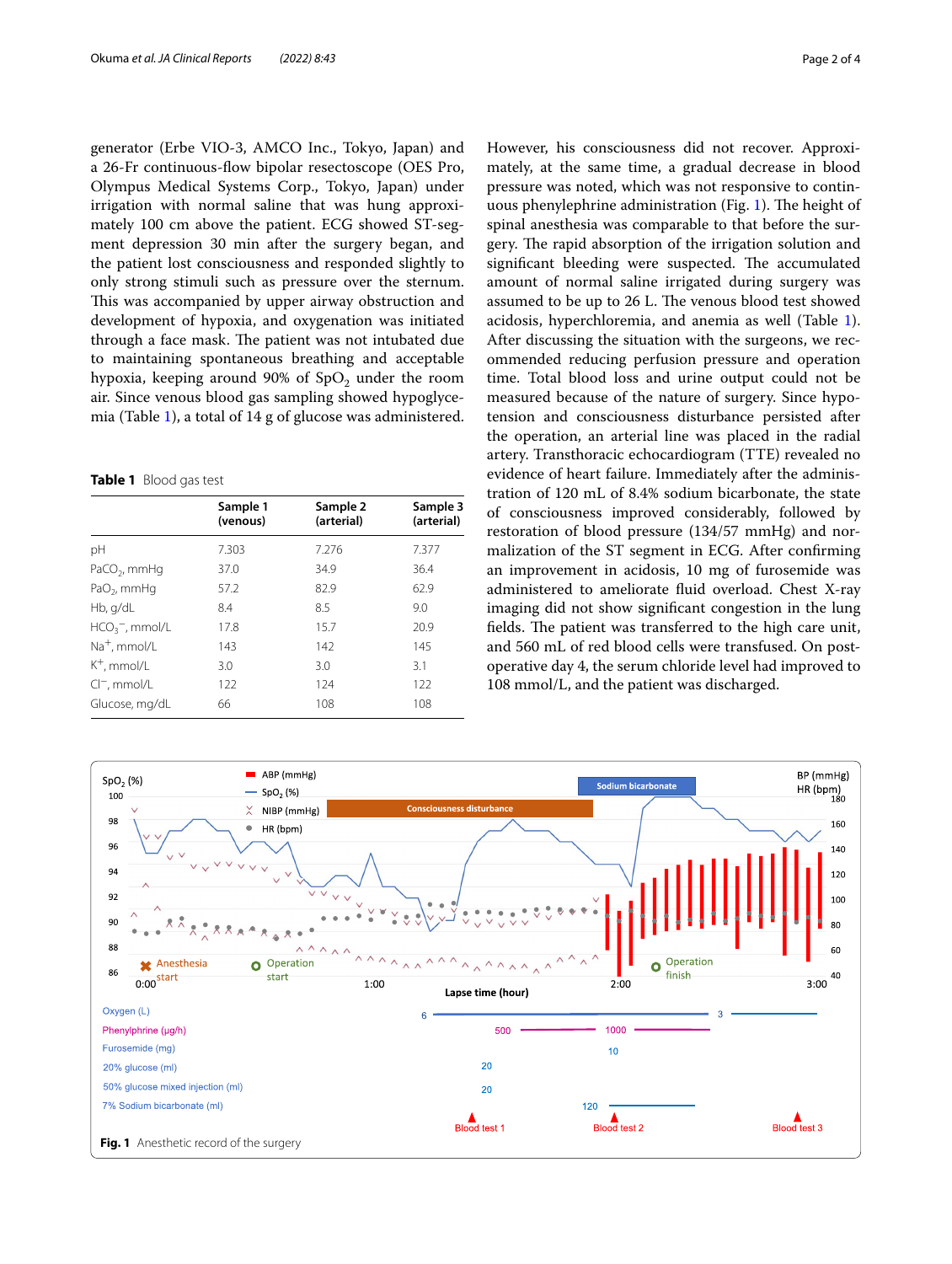generator (Erbe VIO-3, AMCO Inc., Tokyo, Japan) and a 26-Fr continuous-flow bipolar resectoscope (OES Pro, Olympus Medical Systems Corp., Tokyo, Japan) under irrigation with normal saline that was hung approximately 100 cm above the patient. ECG showed ST-segment depression 30 min after the surgery began, and the patient lost consciousness and responded slightly to only strong stimuli such as pressure over the sternum. This was accompanied by upper airway obstruction and development of hypoxia, and oxygenation was initiated through a face mask. The patient was not intubated due to maintaining spontaneous breathing and acceptable hypoxia, keeping around 90% of $SpO_2$ under the room air. Since venous blood gas sampling showed hypoglycemia (Table 1), a total of 14 g of glucose was administered.

**Table 1** Blood gas test

| | Sample 1 (venous) | Sample 2 (arterial) | Sample 3 (arterial) |
|---|---|---|---|
| pH | 7.303 | 7.276 | 7.377 |
| $PaCO_2$, mmHg | 37.0 | 34.9 | 36.4 |
| $PaO_2$, mmHg | 57.2 | 82.9 | 62.9 |
| Hb, g/dL | 8.4 | 8.5 | 9.0 |
| $HCO_3^-$, mmol/L | 17.8 | 15.7 | 20.9 |
| $Na^+$, mmol/L | 143 | 142 | 145 |
| $K^+$, mmol/L | 3.0 | 3.0 | 3.1 |
| $Cl^-$, mmol/L | 122 | 124 | 122 |
| Glucose, mg/dL | 66 | 108 | 108 |

However, his consciousness did not recover. Approximately, at the same time, a gradual decrease in blood pressure was noted, which was not responsive to continuous phenylephrine administration (Fig. 1). The height of spinal anesthesia was comparable to that before the surgery. The rapid absorption of the irrigation solution and significant bleeding were suspected. The accumulated amount of normal saline irrigated during surgery was assumed to be up to 26 L. The venous blood test showed acidosis, hyperchloremia, and anemia as well (Table 1). After discussing the situation with the surgeons, we recommended reducing perfusion pressure and operation time. Total blood loss and urine output could not be measured because of the nature of surgery. Since hypotension and consciousness disturbance persisted after the operation, an arterial line was placed in the radial artery. Transthoracic echocardiogram (TTE) revealed no evidence of heart failure. Immediately after the administration of 120 mL of 8.4% sodium bicarbonate, the state of consciousness improved considerably, followed by restoration of blood pressure (134/57 mmHg) and normalization of the ST segment in ECG. After confirming an improvement in acidosis, 10 mg of furosemide was administered to ameliorate fluid overload. Chest X-ray imaging did not show significant congestion in the lung fields. The patient was transferred to the high care unit, and 560 mL of red blood cells were transfused. On postoperative day 4, the serum chloride level had improved to 108 mmol/L, and the patient was discharged.

**Fig. 1** Anesthetic record of the surgery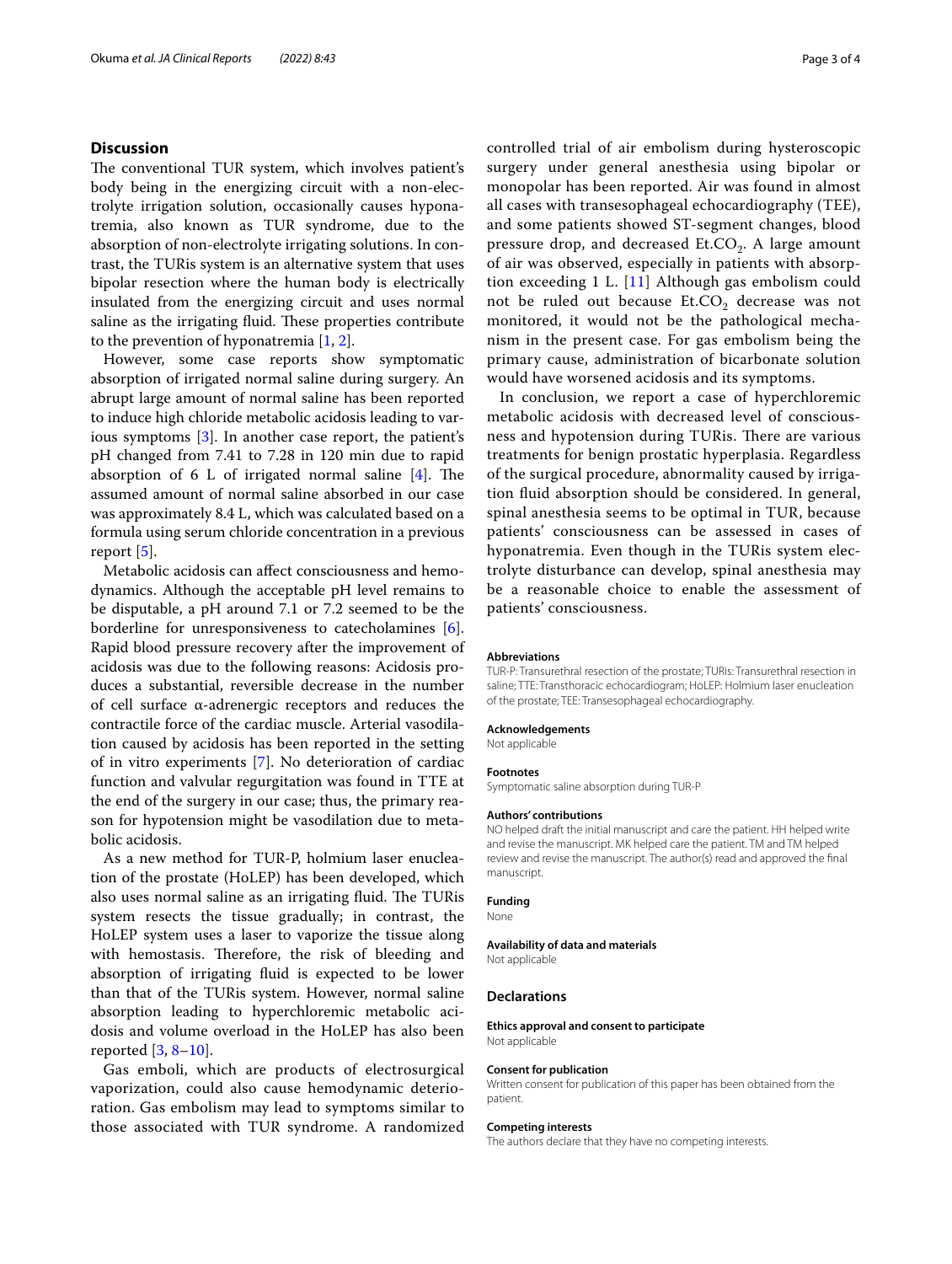## Discussion

The conventional TUR system, which involves patient's body being in the energizing circuit with a non-electrolyte irrigation solution, occasionally causes hyponatremia, also known as TUR syndrome, due to the absorption of non-electrolyte irrigating solutions. In contrast, the TURis system is an alternative system that uses bipolar resection where the human body is electrically insulated from the energizing circuit and uses normal saline as the irrigating fluid. These properties contribute to the prevention of hyponatremia [1, 2].

However, some case reports show symptomatic absorption of irrigated normal saline during surgery. An abrupt large amount of normal saline has been reported to induce high chloride metabolic acidosis leading to various symptoms [3]. In another case report, the patient's pH changed from 7.41 to 7.28 in 120 min due to rapid absorption of 6 L of irrigated normal saline [4]. The assumed amount of normal saline absorbed in our case was approximately 8.4 L, which was calculated based on a formula using serum chloride concentration in a previous report [5].

Metabolic acidosis can affect consciousness and hemodynamics. Although the acceptable pH level remains to be disputable, a pH around 7.1 or 7.2 seemed to be the borderline for unresponsiveness to catecholamines [6]. Rapid blood pressure recovery after the improvement of acidosis was due to the following reasons: Acidosis produces a substantial, reversible decrease in the number of cell surface α-adrenergic receptors and reduces the contractile force of the cardiac muscle. Arterial vasodilation caused by acidosis has been reported in the setting of in vitro experiments [7]. No deterioration of cardiac function and valvular regurgitation was found in TTE at the end of the surgery in our case; thus, the primary reason for hypotension might be vasodilation due to metabolic acidosis.

As a new method for TUR-P, holmium laser enucleation of the prostate (HoLEP) has been developed, which also uses normal saline as an irrigating fluid. The TURis system resects the tissue gradually; in contrast, the HoLEP system uses a laser to vaporize the tissue along with hemostasis. Therefore, the risk of bleeding and absorption of irrigating fluid is expected to be lower than that of the TURis system. However, normal saline absorption leading to hyperchloremic metabolic acidosis and volume overload in the HoLEP has also been reported [3, 8–10].

Gas emboli, which are products of electrosurgical vaporization, could also cause hemodynamic deterioration. Gas embolism may lead to symptoms similar to those associated with TUR syndrome. A randomized controlled trial of air embolism during hysteroscopic surgery under general anesthesia using bipolar or monopolar has been reported. Air was found in almost all cases with transesophageal echocardiography (TEE), and some patients showed ST-segment changes, blood pressure drop, and decreased Et.$CO_2$. A large amount of air was observed, especially in patients with absorption exceeding 1 L. [11] Although gas embolism could not be ruled out because Et.$CO_2$ decrease was not monitored, it would not be the pathological mechanism in the present case. For gas embolism being the primary cause, administration of bicarbonate solution would have worsened acidosis and its symptoms.

In conclusion, we report a case of hyperchloremic metabolic acidosis with decreased level of consciousness and hypotension during TURis. There are various treatments for benign prostatic hyperplasia. Regardless of the surgical procedure, abnormality caused by irrigation fluid absorption should be considered. In general, spinal anesthesia seems to be optimal in TUR, because patients' consciousness can be assessed in cases of hyponatremia. Even though in the TURis system electrolyte disturbance can develop, spinal anesthesia may be a reasonable choice to enable the assessment of patients' consciousness.

#### Abbreviations
TUR-P: Transurethral resection of the prostate; TURis: Transurethral resection in saline; TTE: Transthoracic echocardiogram; HoLEP: Holmium laser enucleation of the prostate; TEE: Transesophageal echocardiography.

#### Acknowledgements
Not applicable

#### Footnotes
Symptomatic saline absorption during TUR-P

#### Authors' contributions
NO helped draft the initial manuscript and care the patient. HH helped write and revise the manuscript. MK helped care the patient. TM and TM helped review and revise the manuscript. The author(s) read and approved the final manuscript.

#### Funding
None

#### Availability of data and materials
Not applicable

### Declarations

#### Ethics approval and consent to participate
Not applicable

#### Consent for publication
Written consent for publication of this paper has been obtained from the patient.

#### Competing interests
The authors declare that they have no competing interests.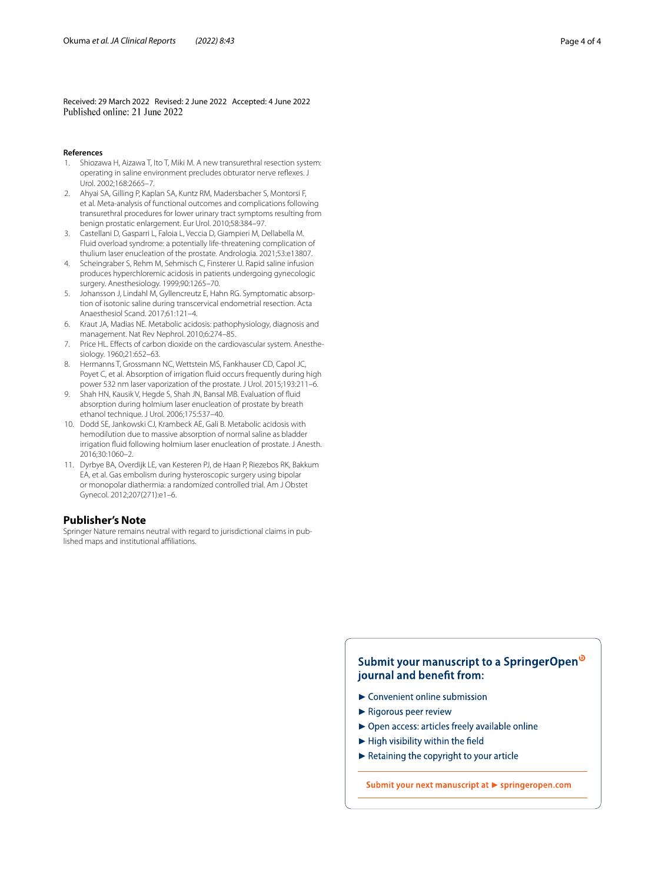Received: 29 March 2022 Revised: 2 June 2022 Accepted: 4 June 2022
Published online: 21 June 2022

**References**

1. Shiozawa H, Aizawa T, Ito T, Miki M. A new transurethral resection system: operating in saline environment precludes obturator nerve reflexes. J Urol. 2002;168:2665–7.
2. Ahyai SA, Gilling P, Kaplan SA, Kuntz RM, Madersbacher S, Montorsi F, et al. Meta-analysis of functional outcomes and complications following transurethral procedures for lower urinary tract symptoms resulting from benign prostatic enlargement. Eur Urol. 2010;58:384–97.
3. Castellani D, Gasparri L, Faloia L, Veccia D, Giampieri M, Dellabella M. Fluid overload syndrome: a potentially life-threatening complication of thulium laser enucleation of the prostate. Andrologia. 2021;53:e13807.
4. Scheingraber S, Rehm M, Sehmisch C, Finsterer U. Rapid saline infusion produces hyperchloremic acidosis in patients undergoing gynecologic surgery. Anesthesiology. 1999;90:1265–70.
5. Johansson J, Lindahl M, Gyllencreutz E, Hahn RG. Symptomatic absorption of isotonic saline during transcervical endometrial resection. Acta Anaesthesiol Scand. 2017;61:121–4.
6. Kraut JA, Madias NE. Metabolic acidosis: pathophysiology, diagnosis and management. Nat Rev Nephrol. 2010;6:274–85.
7. Price HL. Effects of carbon dioxide on the cardiovascular system. Anesthesiology. 1960;21:652–63.
8. Hermanns T, Grossmann NC, Wettstein MS, Fankhauser CD, Capol JC, Poyet C, et al. Absorption of irrigation fluid occurs frequently during high power 532 nm laser vaporization of the prostate. J Urol. 2015;193:211–6.
9. Shah HN, Kausik V, Hegde S, Shah JN, Bansal MB. Evaluation of fluid absorption during holmium laser enucleation of prostate by breath ethanol technique. J Urol. 2006;175:537–40.
10. Dodd SE, Jankowski CJ, Krambeck AE, Gali B. Metabolic acidosis with hemodilution due to massive absorption of normal saline as bladder irrigation fluid following holmium laser enucleation of prostate. J Anesth. 2016;30:1060–2.
11. Dyrbye BA, Overdijk LE, van Kesteren PJ, de Haan P, Riezebos RK, Bakkum EA, et al. Gas embolism during hysteroscopic surgery using bipolar or monopolar diathermia: a randomized controlled trial. Am J Obstet Gynecol. 2012;207(271):e1–6.

## Publisher's Note

Springer Nature remains neutral with regard to jurisdictional claims in published maps and institutional affiliations.

**Submit your manuscript to a SpringerOpen journal and benefit from:**

- ► Convenient online submission
- ► Rigorous peer review
- ► Open access: articles freely available online
- ► High visibility within the field
- ► Retaining the copyright to your article

**Submit your next manuscript at ► springeropen.com**